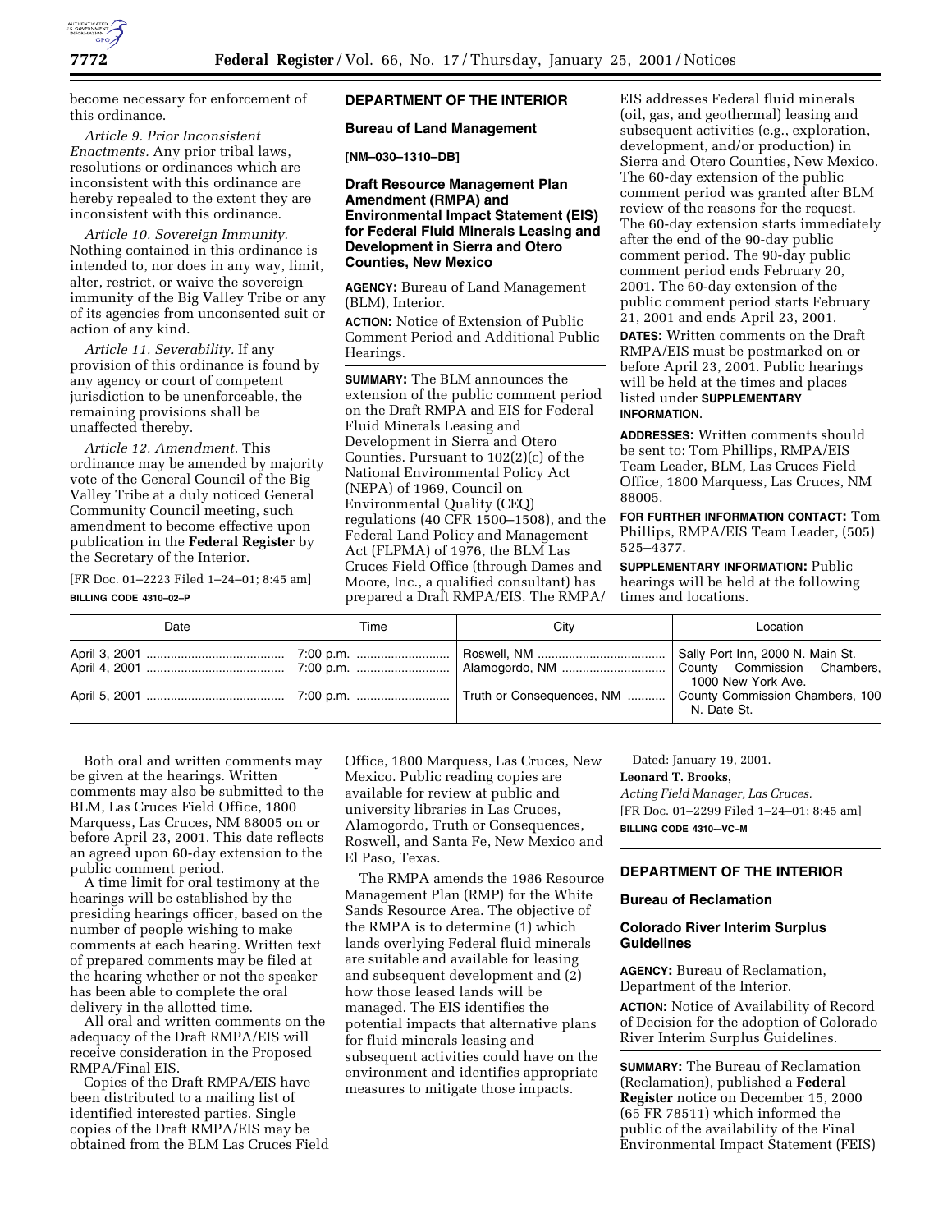become necessary for enforcement of this ordinance.

*Article 9. Prior Inconsistent Enactments.* Any prior tribal laws, resolutions or ordinances which are inconsistent with this ordinance are hereby repealed to the extent they are inconsistent with this ordinance.

*Article 10. Sovereign Immunity.* Nothing contained in this ordinance is intended to, nor does in any way, limit, alter, restrict, or waive the sovereign immunity of the Big Valley Tribe or any of its agencies from unconsented suit or action of any kind.

*Article 11. Severability.* If any provision of this ordinance is found by any agency or court of competent jurisdiction to be unenforceable, the remaining provisions shall be unaffected thereby.

*Article 12. Amendment.* This ordinance may be amended by majority vote of the General Council of the Big Valley Tribe at a duly noticed General Community Council meeting, such amendment to become effective upon publication in the **Federal Register** by the Secretary of the Interior.

[FR Doc. 01–2223 Filed 1–24–01; 8:45 am]

**BILLING CODE 4310–02–P**

## DEPARTMENT OF THE INTERIOR

### Bureau of Land Management

**[NM–030–1310–DB]**

### Draft Resource Management Plan Amendment (RMPA) and Environmental Impact Statement (EIS) for Federal Fluid Minerals Leasing and Development in Sierra and Otero Counties, New Mexico

**AGENCY:** Bureau of Land Management (BLM), Interior.

**ACTION:** Notice of Extension of Public Comment Period and Additional Public Hearings.

**SUMMARY:** The BLM announces the extension of the public comment period on the Draft RMPA and EIS for Federal Fluid Minerals Leasing and Development in Sierra and Otero Counties. Pursuant to 102(2)(c) of the National Environmental Policy Act (NEPA) of 1969, Council on Environmental Quality (CEQ) regulations (40 CFR 1500–1508), and the Federal Land Policy and Management Act (FLPMA) of 1976, the BLM Las Cruces Field Office (through Dames and Moore, Inc., a qualified consultant) has prepared a Draft RMPA/EIS. The RMPA/EIS addresses Federal fluid minerals (oil, gas, and geothermal) leasing and subsequent activities (e.g., exploration, development, and/or production) in Sierra and Otero Counties, New Mexico. The 60-day extension of the public comment period was granted after BLM review of the reasons for the request. The 60-day extension starts immediately after the end of the 90-day public comment period. The 90-day public comment period ends February 20, 2001. The 60-day extension of the public comment period starts February 21, 2001 and ends April 23, 2001.

**DATES:** Written comments on the Draft RMPA/EIS must be postmarked on or before April 23, 2001. Public hearings will be held at the times and places listed under **SUPPLEMENTARY INFORMATION**.

**ADDRESSES:** Written comments should be sent to: Tom Phillips, RMPA/EIS Team Leader, BLM, Las Cruces Field Office, 1800 Marquess, Las Cruces, NM 88005.

**FOR FURTHER INFORMATION CONTACT:** Tom Phillips, RMPA/EIS Team Leader, (505) 525–4377.

**SUPPLEMENTARY INFORMATION:** Public hearings will be held at the following times and locations.

| Date | Time | City | Location |
|---|---|---|---|
| April 3, 2001 | 7:00 p.m. | Roswell, NM | Sally Port Inn, 2000 N. Main St. |
| April 4, 2001 | 7:00 p.m. | Alamogordo, NM | County Commission Chambers, 1000 New York Ave. |
| April 5, 2001 | 7:00 p.m. | Truth or Consequences, NM | County Commission Chambers, 100 N. Date St. |

Both oral and written comments may be given at the hearings. Written comments may also be submitted to the BLM, Las Cruces Field Office, 1800 Marquess, Las Cruces, NM 88005 on or before April 23, 2001. This date reflects an agreed upon 60-day extension to the public comment period.

A time limit for oral testimony at the hearings will be established by the presiding hearings officer, based on the number of people wishing to make comments at each hearing. Written text of prepared comments may be filed at the hearing whether or not the speaker has been able to complete the oral delivery in the allotted time.

All oral and written comments on the adequacy of the Draft RMPA/EIS will receive consideration in the Proposed RMPA/Final EIS.

Copies of the Draft RMPA/EIS have been distributed to a mailing list of identified interested parties. Single copies of the Draft RMPA/EIS may be obtained from the BLM Las Cruces Field Office, 1800 Marquess, Las Cruces, New Mexico. Public reading copies are available for review at public and university libraries in Las Cruces, Alamogordo, Truth or Consequences, Roswell, and Santa Fe, New Mexico and El Paso, Texas.

The RMPA amends the 1986 Resource Management Plan (RMP) for the White Sands Resource Area. The objective of the RMPA is to determine (1) which lands overlying Federal fluid minerals are suitable and available for leasing and subsequent development and (2) how those leased lands will be managed. The EIS identifies the potential impacts that alternative plans for fluid minerals leasing and subsequent activities could have on the environment and identifies appropriate measures to mitigate those impacts.

Dated: January 19, 2001.

**Leonard T. Brooks,**

*Acting Field Manager, Las Cruces.*

[FR Doc. 01–2299 Filed 1–24–01; 8:45 am]

**BILLING CODE 4310—VC–M**

## DEPARTMENT OF THE INTERIOR

### Bureau of Reclamation

### Colorado River Interim Surplus Guidelines

**AGENCY:** Bureau of Reclamation, Department of the Interior.

**ACTION:** Notice of Availability of Record of Decision for the adoption of Colorado River Interim Surplus Guidelines.

**SUMMARY:** The Bureau of Reclamation (Reclamation), published a **Federal Register** notice on December 15, 2000 (65 FR 78511) which informed the public of the availability of the Final Environmental Impact Statement (FEIS)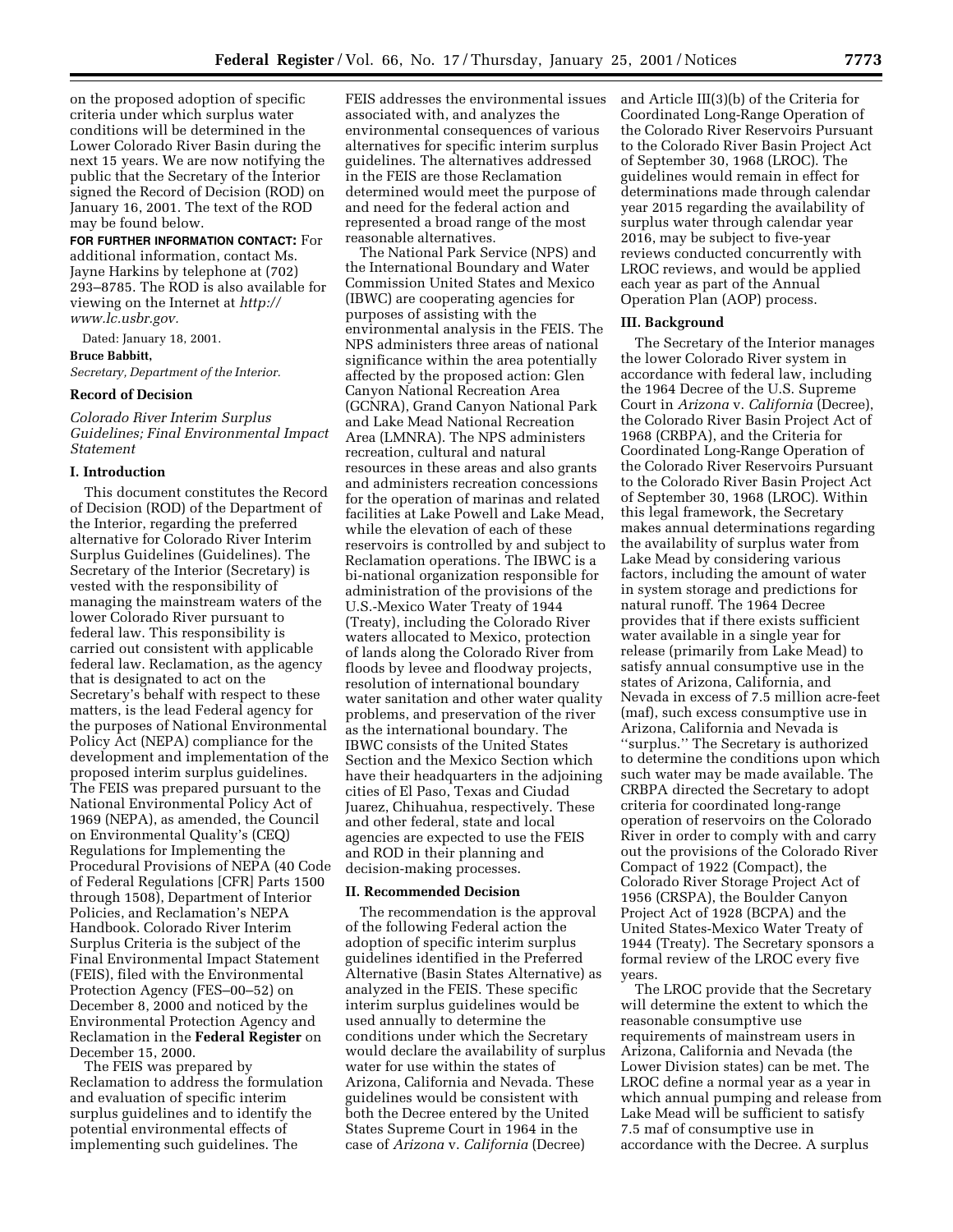on the proposed adoption of specific criteria under which surplus water conditions will be determined in the Lower Colorado River Basin during the next 15 years. We are now notifying the public that the Secretary of the Interior signed the Record of Decision (ROD) on January 16, 2001. The text of the ROD may be found below.

**FOR FURTHER INFORMATION CONTACT:** For additional information, contact Ms. Jayne Harkins by telephone at (702) 293–8785. The ROD is also available for viewing on the Internet at *http://www.lc.usbr.gov.*

Dated: January 18, 2001.

**Bruce Babbitt,**

*Secretary, Department of the Interior.*

## Record of Decision

*Colorado River Interim Surplus Guidelines; Final Environmental Impact Statement*

### I. Introduction

This document constitutes the Record of Decision (ROD) of the Department of the Interior, regarding the preferred alternative for Colorado River Interim Surplus Guidelines (Guidelines). The Secretary of the Interior (Secretary) is vested with the responsibility of managing the mainstream waters of the lower Colorado River pursuant to federal law. This responsibility is carried out consistent with applicable federal law. Reclamation, as the agency that is designated to act on the Secretary's behalf with respect to these matters, is the lead Federal agency for the purposes of National Environmental Policy Act (NEPA) compliance for the development and implementation of the proposed interim surplus guidelines. The FEIS was prepared pursuant to the National Environmental Policy Act of 1969 (NEPA), as amended, the Council on Environmental Quality's (CEQ) Regulations for Implementing the Procedural Provisions of NEPA (40 Code of Federal Regulations [CFR] Parts 1500 through 1508), Department of Interior Policies, and Reclamation's NEPA Handbook. Colorado River Interim Surplus Criteria is the subject of the Final Environmental Impact Statement (FEIS), filed with the Environmental Protection Agency (FES–00–52) on December 8, 2000 and noticed by the Environmental Protection Agency and Reclamation in the **Federal Register** on December 15, 2000.

The FEIS was prepared by Reclamation to address the formulation and evaluation of specific interim surplus guidelines and to identify the potential environmental effects of implementing such guidelines. The FEIS addresses the environmental issues associated with, and analyzes the environmental consequences of various alternatives for specific interim surplus guidelines. The alternatives addressed in the FEIS are those Reclamation determined would meet the purpose of and need for the federal action and represented a broad range of the most reasonable alternatives.

The National Park Service (NPS) and the International Boundary and Water Commission United States and Mexico (IBWC) are cooperating agencies for purposes of assisting with the environmental analysis in the FEIS. The NPS administers three areas of national significance within the area potentially affected by the proposed action: Glen Canyon National Recreation Area (GCNRA), Grand Canyon National Park and Lake Mead National Recreation Area (LMNRA). The NPS administers recreation, cultural and natural resources in these areas and also grants and administers recreation concessions for the operation of marinas and related facilities at Lake Powell and Lake Mead, while the elevation of each of these reservoirs is controlled by and subject to Reclamation operations. The IBWC is a bi-national organization responsible for administration of the provisions of the U.S.-Mexico Water Treaty of 1944 (Treaty), including the Colorado River waters allocated to Mexico, protection of lands along the Colorado River from floods by levee and floodway projects, resolution of international boundary water sanitation and other water quality problems, and preservation of the river as the international boundary. The IBWC consists of the United States Section and the Mexico Section which have their headquarters in the adjoining cities of El Paso, Texas and Ciudad Juarez, Chihuahua, respectively. These and other federal, state and local agencies are expected to use the FEIS and ROD in their planning and decision-making processes.

### II. Recommended Decision

The recommendation is the approval of the following Federal action the adoption of specific interim surplus guidelines identified in the Preferred Alternative (Basin States Alternative) as analyzed in the FEIS. These specific interim surplus guidelines would be used annually to determine the conditions under which the Secretary would declare the availability of surplus water for use within the states of Arizona, California and Nevada. These guidelines would be consistent with both the Decree entered by the United States Supreme Court in 1964 in the case of *Arizona* v. *California* (Decree) and Article III(3)(b) of the Criteria for Coordinated Long-Range Operation of the Colorado River Reservoirs Pursuant to the Colorado River Basin Project Act of September 30, 1968 (LROC). The guidelines would remain in effect for determinations made through calendar year 2015 regarding the availability of surplus water through calendar year 2016, may be subject to five-year reviews conducted concurrently with LROC reviews, and would be applied each year as part of the Annual Operation Plan (AOP) process.

### III. Background

The Secretary of the Interior manages the lower Colorado River system in accordance with federal law, including the 1964 Decree of the U.S. Supreme Court in *Arizona* v. *California* (Decree), the Colorado River Basin Project Act of 1968 (CRBPA), and the Criteria for Coordinated Long-Range Operation of the Colorado River Reservoirs Pursuant to the Colorado River Basin Project Act of September 30, 1968 (LROC). Within this legal framework, the Secretary makes annual determinations regarding the availability of surplus water from Lake Mead by considering various factors, including the amount of water in system storage and predictions for natural runoff. The 1964 Decree provides that if there exists sufficient water available in a single year for release (primarily from Lake Mead) to satisfy annual consumptive use in the states of Arizona, California, and Nevada in excess of 7.5 million acre-feet (maf), such excess consumptive use in Arizona, California and Nevada is ''surplus.'' The Secretary is authorized to determine the conditions upon which such water may be made available. The CRBPA directed the Secretary to adopt criteria for coordinated long-range operation of reservoirs on the Colorado River in order to comply with and carry out the provisions of the Colorado River Compact of 1922 (Compact), the Colorado River Storage Project Act of 1956 (CRSPA), the Boulder Canyon Project Act of 1928 (BCPA) and the United States-Mexico Water Treaty of 1944 (Treaty). The Secretary sponsors a formal review of the LROC every five years.

The LROC provide that the Secretary will determine the extent to which the reasonable consumptive use requirements of mainstream users in Arizona, California and Nevada (the Lower Division states) can be met. The LROC define a normal year as a year in which annual pumping and release from Lake Mead will be sufficient to satisfy 7.5 maf of consumptive use in accordance with the Decree. A surplus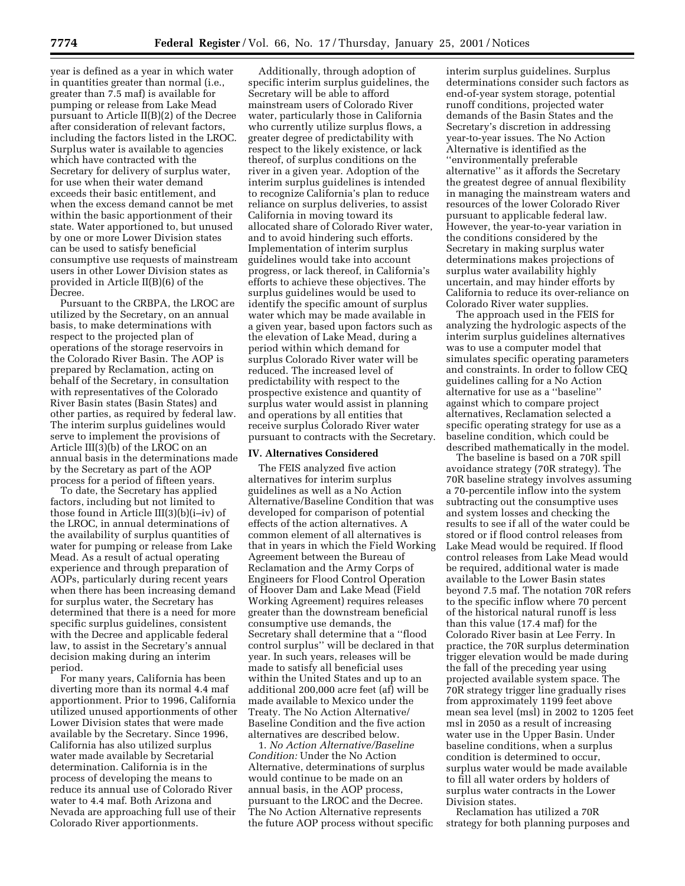year is defined as a year in which water in quantities greater than normal (i.e., greater than 7.5 maf) is available for pumping or release from Lake Mead pursuant to Article II(B)(2) of the Decree after consideration of relevant factors, including the factors listed in the LROC. Surplus water is available to agencies which have contracted with the Secretary for delivery of surplus water, for use when their water demand exceeds their basic entitlement, and when the excess demand cannot be met within the basic apportionment of their state. Water apportioned to, but unused by one or more Lower Division states can be used to satisfy beneficial consumptive use requests of mainstream users in other Lower Division states as provided in Article II(B)(6) of the Decree.

Pursuant to the CRBPA, the LROC are utilized by the Secretary, on an annual basis, to make determinations with respect to the projected plan of operations of the storage reservoirs in the Colorado River Basin. The AOP is prepared by Reclamation, acting on behalf of the Secretary, in consultation with representatives of the Colorado River Basin states (Basin States) and other parties, as required by federal law. The interim surplus guidelines would serve to implement the provisions of Article III(3)(b) of the LROC on an annual basis in the determinations made by the Secretary as part of the AOP process for a period of fifteen years.

To date, the Secretary has applied factors, including but not limited to those found in Article III(3)(b)(i–iv) of the LROC, in annual determinations of the availability of surplus quantities of water for pumping or release from Lake Mead. As a result of actual operating experience and through preparation of AOPs, particularly during recent years when there has been increasing demand for surplus water, the Secretary has determined that there is a need for more specific surplus guidelines, consistent with the Decree and applicable federal law, to assist in the Secretary's annual decision making during an interim period.

For many years, California has been diverting more than its normal 4.4 maf apportionment. Prior to 1996, California utilized unused apportionments of other Lower Division states that were made available by the Secretary. Since 1996, California has also utilized surplus water made available by Secretarial determination. California is in the process of developing the means to reduce its annual use of Colorado River water to 4.4 maf. Both Arizona and Nevada are approaching full use of their Colorado River apportionments.

Additionally, through adoption of specific interim surplus guidelines, the Secretary will be able to afford mainstream users of Colorado River water, particularly those in California who currently utilize surplus flows, a greater degree of predictability with respect to the likely existence, or lack thereof, of surplus conditions on the river in a given year. Adoption of the interim surplus guidelines is intended to recognize California's plan to reduce reliance on surplus deliveries, to assist California in moving toward its allocated share of Colorado River water, and to avoid hindering such efforts. Implementation of interim surplus guidelines would take into account progress, or lack thereof, in California's efforts to achieve these objectives. The surplus guidelines would be used to identify the specific amount of surplus water which may be made available in a given year, based upon factors such as the elevation of Lake Mead, during a period within which demand for surplus Colorado River water will be reduced. The increased level of predictability with respect to the prospective existence and quantity of surplus water would assist in planning and operations by all entities that receive surplus Colorado River water pursuant to contracts with the Secretary.

## IV. Alternatives Considered

The FEIS analyzed five action alternatives for interim surplus guidelines as well as a No Action Alternative/Baseline Condition that was developed for comparison of potential effects of the action alternatives. A common element of all alternatives is that in years in which the Field Working Agreement between the Bureau of Reclamation and the Army Corps of Engineers for Flood Control Operation of Hoover Dam and Lake Mead (Field Working Agreement) requires releases greater than the downstream beneficial consumptive use demands, the Secretary shall determine that a "flood control surplus" will be declared in that year. In such years, releases will be made to satisfy all beneficial uses within the United States and up to an additional 200,000 acre feet (af) will be made available to Mexico under the Treaty. The No Action Alternative/Baseline Condition and the five action alternatives are described below.

1. *No Action Alternative/Baseline Condition:* Under the No Action Alternative, determinations of surplus would continue to be made on an annual basis, in the AOP process, pursuant to the LROC and the Decree. The No Action Alternative represents the future AOP process without specific interim surplus guidelines. Surplus determinations consider such factors as end-of-year system storage, potential runoff conditions, projected water demands of the Basin States and the Secretary's discretion in addressing year-to-year issues. The No Action Alternative is identified as the "environmentally preferable alternative" as it affords the Secretary the greatest degree of annual flexibility in managing the mainstream waters and resources of the lower Colorado River pursuant to applicable federal law. However, the year-to-year variation in the conditions considered by the Secretary in making surplus water determinations makes projections of surplus water availability highly uncertain, and may hinder efforts by California to reduce its over-reliance on Colorado River water supplies.

The approach used in the FEIS for analyzing the hydrologic aspects of the interim surplus guidelines alternatives was to use a computer model that simulates specific operating parameters and constraints. In order to follow CEQ guidelines calling for a No Action alternative for use as a "baseline" against which to compare project alternatives, Reclamation selected a specific operating strategy for use as a baseline condition, which could be described mathematically in the model.

The baseline is based on a 70R spill avoidance strategy (70R strategy). The 70R baseline strategy involves assuming a 70-percentile inflow into the system subtracting out the consumptive uses and system losses and checking the results to see if all of the water could be stored or if flood control releases from Lake Mead would be required. If flood control releases from Lake Mead would be required, additional water is made available to the Lower Basin states beyond 7.5 maf. The notation 70R refers to the specific inflow where 70 percent of the historical natural runoff is less than this value (17.4 maf) for the Colorado River basin at Lee Ferry. In practice, the 70R surplus determination trigger elevation would be made during the fall of the preceding year using projected available system space. The 70R strategy trigger line gradually rises from approximately 1199 feet above mean sea level (msl) in 2002 to 1205 feet msl in 2050 as a result of increasing water use in the Upper Basin. Under baseline conditions, when a surplus condition is determined to occur, surplus water would be made available to fill all water orders by holders of surplus water contracts in the Lower Division states.

Reclamation has utilized a 70R strategy for both planning purposes and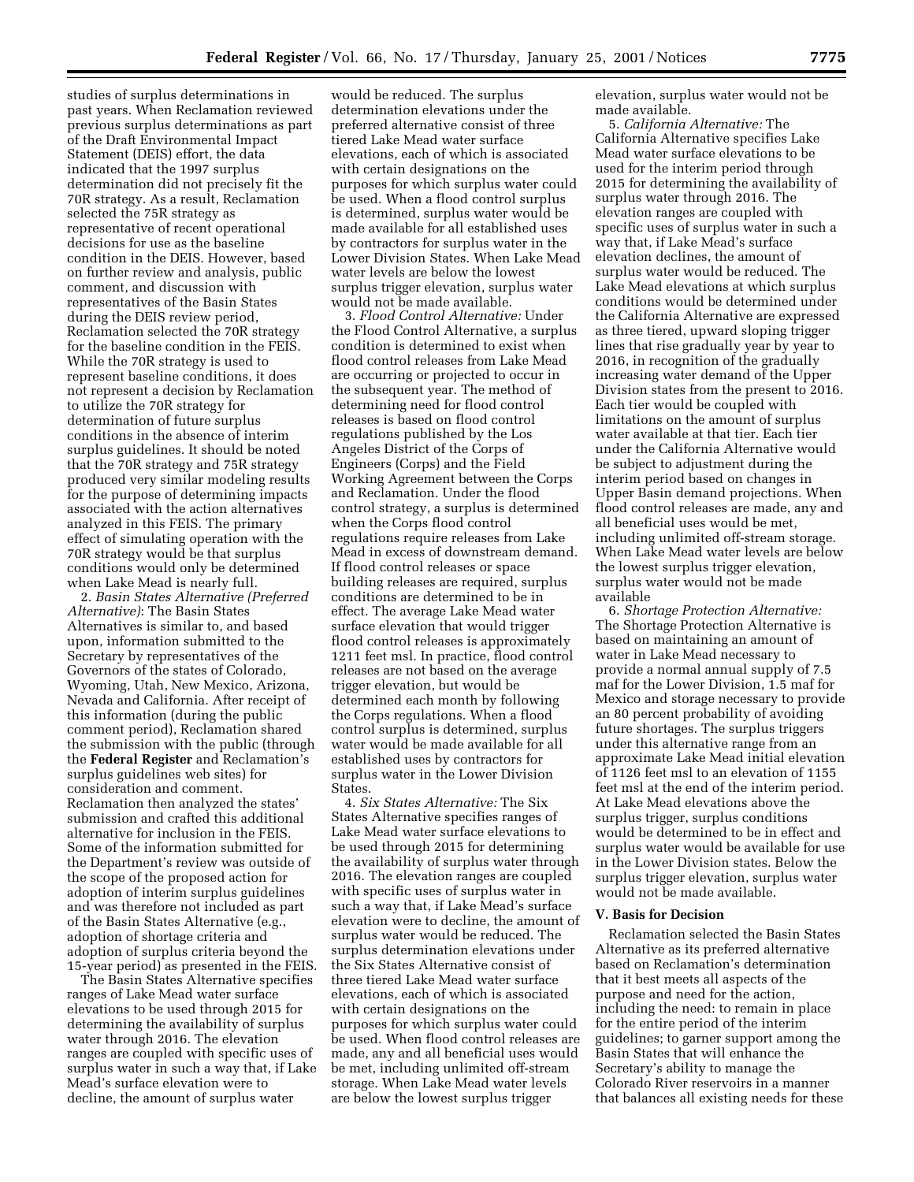studies of surplus determinations in past years. When Reclamation reviewed previous surplus determinations as part of the Draft Environmental Impact Statement (DEIS) effort, the data indicated that the 1997 surplus determination did not precisely fit the 70R strategy. As a result, Reclamation selected the 75R strategy as representative of recent operational decisions for use as the baseline condition in the DEIS. However, based on further review and analysis, public comment, and discussion with representatives of the Basin States during the DEIS review period, Reclamation selected the 70R strategy for the baseline condition in the FEIS. While the 70R strategy is used to represent baseline conditions, it does not represent a decision by Reclamation to utilize the 70R strategy for determination of future surplus conditions in the absence of interim surplus guidelines. It should be noted that the 70R strategy and 75R strategy produced very similar modeling results for the purpose of determining impacts associated with the action alternatives analyzed in this FEIS. The primary effect of simulating operation with the 70R strategy would be that surplus conditions would only be determined when Lake Mead is nearly full.

2. *Basin States Alternative (Preferred Alternative)*: The Basin States Alternatives is similar to, and based upon, information submitted to the Secretary by representatives of the Governors of the states of Colorado, Wyoming, Utah, New Mexico, Arizona, Nevada and California. After receipt of this information (during the public comment period), Reclamation shared the submission with the public (through the **Federal Register** and Reclamation's surplus guidelines web sites) for consideration and comment. Reclamation then analyzed the states' submission and crafted this additional alternative for inclusion in the FEIS. Some of the information submitted for the Department's review was outside of the scope of the proposed action for adoption of interim surplus guidelines and was therefore not included as part of the Basin States Alternative (e.g., adoption of shortage criteria and adoption of surplus criteria beyond the 15-year period) as presented in the FEIS.

The Basin States Alternative specifies ranges of Lake Mead water surface elevations to be used through 2015 for determining the availability of surplus water through 2016. The elevation ranges are coupled with specific uses of surplus water in such a way that, if Lake Mead's surface elevation were to decline, the amount of surplus water would be reduced. The surplus determination elevations under the preferred alternative consist of three tiered Lake Mead water surface elevations, each of which is associated with certain designations on the purposes for which surplus water could be used. When a flood control surplus is determined, surplus water would be made available for all established uses by contractors for surplus water in the Lower Division States. When Lake Mead water levels are below the lowest surplus trigger elevation, surplus water would not be made available.

3. *Flood Control Alternative:* Under the Flood Control Alternative, a surplus condition is determined to exist when flood control releases from Lake Mead are occurring or projected to occur in the subsequent year. The method of determining need for flood control releases is based on flood control regulations published by the Los Angeles District of the Corps of Engineers (Corps) and the Field Working Agreement between the Corps and Reclamation. Under the flood control strategy, a surplus is determined when the Corps flood control regulations require releases from Lake Mead in excess of downstream demand. If flood control releases or space building releases are required, surplus conditions are determined to be in effect. The average Lake Mead water surface elevation that would trigger flood control releases is approximately 1211 feet msl. In practice, flood control releases are not based on the average trigger elevation, but would be determined each month by following the Corps regulations. When a flood control surplus is determined, surplus water would be made available for all established uses by contractors for surplus water in the Lower Division States.

4. *Six States Alternative:* The Six States Alternative specifies ranges of Lake Mead water surface elevations to be used through 2015 for determining the availability of surplus water through 2016. The elevation ranges are coupled with specific uses of surplus water in such a way that, if Lake Mead's surface elevation were to decline, the amount of surplus water would be reduced. The surplus determination elevations under the Six States Alternative consist of three tiered Lake Mead water surface elevations, each of which is associated with certain designations on the purposes for which surplus water could be used. When flood control releases are made, any and all beneficial uses would be met, including unlimited off-stream storage. When Lake Mead water levels are below the lowest surplus trigger elevation, surplus water would not be made available.

5. *California Alternative:* The California Alternative specifies Lake Mead water surface elevations to be used for the interim period through 2015 for determining the availability of surplus water through 2016. The elevation ranges are coupled with specific uses of surplus water in such a way that, if Lake Mead's surface elevation declines, the amount of surplus water would be reduced. The Lake Mead elevations at which surplus conditions would be determined under the California Alternative are expressed as three tiered, upward sloping trigger lines that rise gradually year by year to 2016, in recognition of the gradually increasing water demand of the Upper Division states from the present to 2016. Each tier would be coupled with limitations on the amount of surplus water available at that tier. Each tier under the California Alternative would be subject to adjustment during the interim period based on changes in Upper Basin demand projections. When flood control releases are made, any and all beneficial uses would be met, including unlimited off-stream storage. When Lake Mead water levels are below the lowest surplus trigger elevation, surplus water would not be made available

6. *Shortage Protection Alternative:* The Shortage Protection Alternative is based on maintaining an amount of water in Lake Mead necessary to provide a normal annual supply of 7.5 maf for the Lower Division, 1.5 maf for Mexico and storage necessary to provide an 80 percent probability of avoiding future shortages. The surplus triggers under this alternative range from an approximate Lake Mead initial elevation of 1126 feet msl to an elevation of 1155 feet msl at the end of the interim period. At Lake Mead elevations above the surplus trigger, surplus conditions would be determined to be in effect and surplus water would be available for use in the Lower Division states. Below the surplus trigger elevation, surplus water would not be made available.

### V. Basis for Decision

Reclamation selected the Basin States Alternative as its preferred alternative based on Reclamation's determination that it best meets all aspects of the purpose and need for the action, including the need: to remain in place for the entire period of the interim guidelines; to garner support among the Basin States that will enhance the Secretary's ability to manage the Colorado River reservoirs in a manner that balances all existing needs for these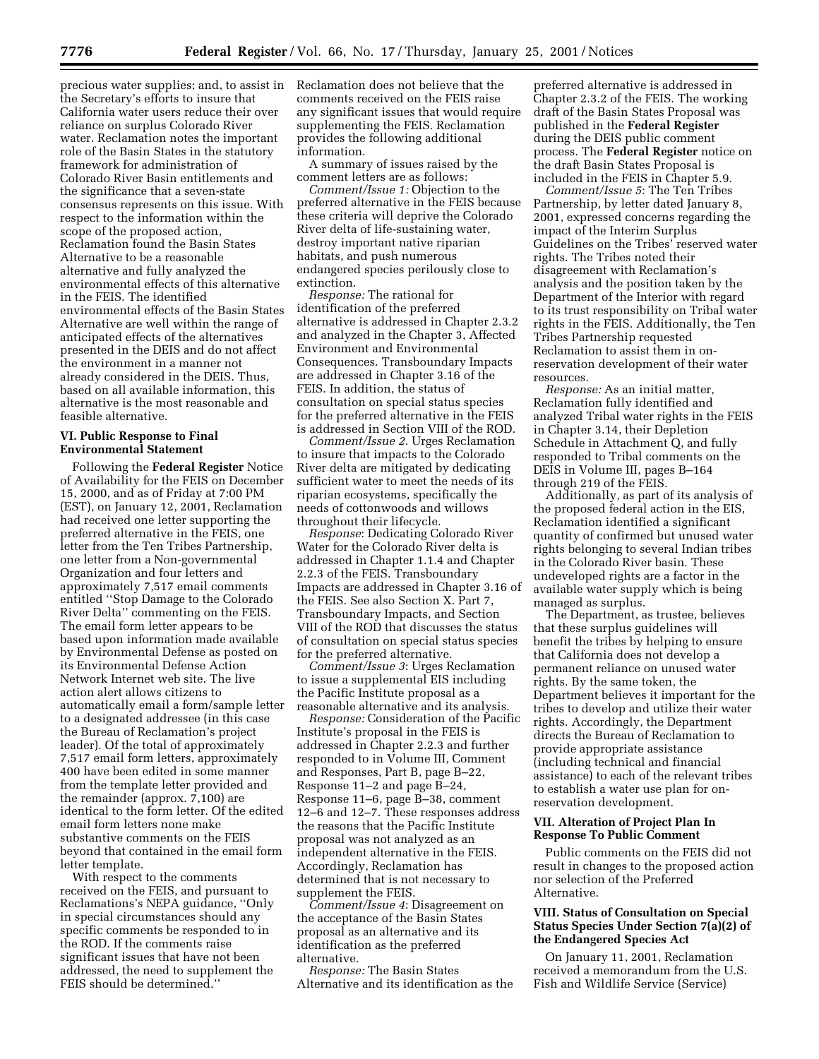precious water supplies; and, to assist in the Secretary's efforts to insure that California water users reduce their over reliance on surplus Colorado River water. Reclamation notes the important role of the Basin States in the statutory framework for administration of Colorado River Basin entitlements and the significance that a seven-state consensus represents on this issue. With respect to the information within the scope of the proposed action, Reclamation found the Basin States Alternative to be a reasonable alternative and fully analyzed the environmental effects of this alternative in the FEIS. The identified environmental effects of the Basin States Alternative are well within the range of anticipated effects of the alternatives presented in the DEIS and do not affect the environment in a manner not already considered in the DEIS. Thus, based on all available information, this alternative is the most reasonable and feasible alternative.

### VI. Public Response to Final Environmental Statement

Following the **Federal Register** Notice of Availability for the FEIS on December 15, 2000, and as of Friday at 7:00 PM (EST), on January 12, 2001, Reclamation had received one letter supporting the preferred alternative in the FEIS, one letter from the Ten Tribes Partnership, one letter from a Non-governmental Organization and four letters and approximately 7,517 email comments entitled ''Stop Damage to the Colorado River Delta'' commenting on the FEIS. The email form letter appears to be based upon information made available by Environmental Defense as posted on its Environmental Defense Action Network Internet web site. The live action alert allows citizens to automatically email a form/sample letter to a designated addressee (in this case the Bureau of Reclamation's project leader). Of the total of approximately 7,517 email form letters, approximately 400 have been edited in some manner from the template letter provided and the remainder (approx. 7,100) are identical to the form letter. Of the edited email form letters none make substantive comments on the FEIS beyond that contained in the email form letter template.

With respect to the comments received on the FEIS, and pursuant to Reclamations's NEPA guidance, ''Only in special circumstances should any specific comments be responded to in the ROD. If the comments raise significant issues that have not been addressed, the need to supplement the FEIS should be determined.'' Reclamation does not believe that the comments received on the FEIS raise any significant issues that would require supplementing the FEIS. Reclamation provides the following additional information.

A summary of issues raised by the comment letters are as follows:

*Comment/Issue 1:* Objection to the preferred alternative in the FEIS because these criteria will deprive the Colorado River delta of life-sustaining water, destroy important native riparian habitats, and push numerous endangered species perilously close to extinction.

*Response:* The rational for identification of the preferred alternative is addressed in Chapter 2.3.2 and analyzed in the Chapter 3, Affected Environment and Environmental Consequences. Transboundary Impacts are addressed in Chapter 3.16 of the FEIS. In addition, the status of consultation on special status species for the preferred alternative in the FEIS is addressed in Section VIII of the ROD.

*Comment/Issue 2*. Urges Reclamation to insure that impacts to the Colorado River delta are mitigated by dedicating sufficient water to meet the needs of its riparian ecosystems, specifically the needs of cottonwoods and willows throughout their lifecycle.

*Response*: Dedicating Colorado River Water for the Colorado River delta is addressed in Chapter 1.1.4 and Chapter 2.2.3 of the FEIS. Transboundary Impacts are addressed in Chapter 3.16 of the FEIS. See also Section X. Part 7, Transboundary Impacts, and Section VIII of the ROD that discusses the status of consultation on special status species for the preferred alternative.

*Comment/Issue 3*: Urges Reclamation to issue a supplemental EIS including the Pacific Institute proposal as a reasonable alternative and its analysis.

*Response:* Consideration of the Pacific Institute's proposal in the FEIS is addressed in Chapter 2.2.3 and further responded to in Volume III, Comment and Responses, Part B, page B–22, Response 11–2 and page B–24, Response 11–6, page B–38, comment 12–6 and 12–7. These responses address the reasons that the Pacific Institute proposal was not analyzed as an independent alternative in the FEIS. Accordingly, Reclamation has determined that is not necessary to supplement the FEIS.

*Comment/Issue 4*: Disagreement on the acceptance of the Basin States proposal as an alternative and its identification as the preferred alternative.

*Response:* The Basin States Alternative and its identification as the preferred alternative is addressed in Chapter 2.3.2 of the FEIS. The working draft of the Basin States Proposal was published in the **Federal Register** during the DEIS public comment process. The **Federal Register** notice on the draft Basin States Proposal is included in the FEIS in Chapter 5.9.

*Comment/Issue 5*: The Ten Tribes Partnership, by letter dated January 8, 2001, expressed concerns regarding the impact of the Interim Surplus Guidelines on the Tribes' reserved water rights. The Tribes noted their disagreement with Reclamation's analysis and the position taken by the Department of the Interior with regard to its trust responsibility on Tribal water rights in the FEIS. Additionally, the Ten Tribes Partnership requested Reclamation to assist them in on-reservation development of their water resources.

*Response:* As an initial matter, Reclamation fully identified and analyzed Tribal water rights in the FEIS in Chapter 3.14, their Depletion Schedule in Attachment Q, and fully responded to Tribal comments on the DEIS in Volume III, pages B–164 through 219 of the FEIS.

Additionally, as part of its analysis of the proposed federal action in the EIS, Reclamation identified a significant quantity of confirmed but unused water rights belonging to several Indian tribes in the Colorado River basin. These undeveloped rights are a factor in the available water supply which is being managed as surplus.

The Department, as trustee, believes that these surplus guidelines will benefit the tribes by helping to ensure that California does not develop a permanent reliance on unused water rights. By the same token, the Department believes it important for the tribes to develop and utilize their water rights. Accordingly, the Department directs the Bureau of Reclamation to provide appropriate assistance (including technical and financial assistance) to each of the relevant tribes to establish a water use plan for on-reservation development.

### VII. Alteration of Project Plan In Response To Public Comment

Public comments on the FEIS did not result in changes to the proposed action nor selection of the Preferred Alternative.

### VIII. Status of Consultation on Special Status Species Under Section 7(a)(2) of the Endangered Species Act

On January 11, 2001, Reclamation received a memorandum from the U.S. Fish and Wildlife Service (Service)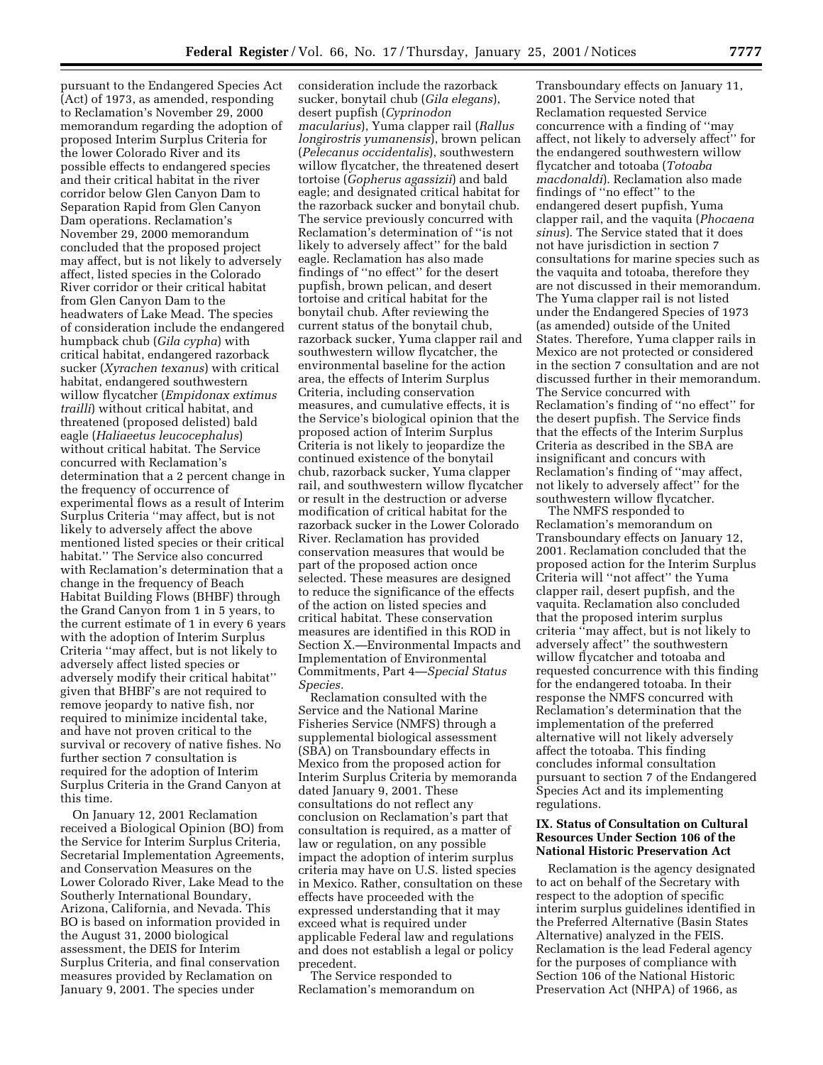pursuant to the Endangered Species Act (Act) of 1973, as amended, responding to Reclamation's November 29, 2000 memorandum regarding the adoption of proposed Interim Surplus Criteria for the lower Colorado River and its possible effects to endangered species and their critical habitat in the river corridor below Glen Canyon Dam to Separation Rapid from Glen Canyon Dam operations. Reclamation's November 29, 2000 memorandum concluded that the proposed project may affect, but is not likely to adversely affect, listed species in the Colorado River corridor or their critical habitat from Glen Canyon Dam to the headwaters of Lake Mead. The species of consideration include the endangered humpback chub (*Gila cypha*) with critical habitat, endangered razorback sucker (*Xyrachen texanus*) with critical habitat, endangered southwestern willow flycatcher (*Empidonax extimus trailli*) without critical habitat, and threatened (proposed delisted) bald eagle (*Haliaeetus leucocephalus*) without critical habitat. The Service concurred with Reclamation's determination that a 2 percent change in the frequency of occurrence of experimental flows as a result of Interim Surplus Criteria ''may affect, but is not likely to adversely affect the above mentioned listed species or their critical habitat.'' The Service also concurred with Reclamation's determination that a change in the frequency of Beach Habitat Building Flows (BHBF) through the Grand Canyon from 1 in 5 years, to the current estimate of 1 in every 6 years with the adoption of Interim Surplus Criteria ''may affect, but is not likely to adversely affect listed species or adversely modify their critical habitat'' given that BHBF's are not required to remove jeopardy to native fish, nor required to minimize incidental take, and have not proven critical to the survival or recovery of native fishes. No further section 7 consultation is required for the adoption of Interim Surplus Criteria in the Grand Canyon at this time.

On January 12, 2001 Reclamation received a Biological Opinion (BO) from the Service for Interim Surplus Criteria, Secretarial Implementation Agreements, and Conservation Measures on the Lower Colorado River, Lake Mead to the Southerly International Boundary, Arizona, California, and Nevada. This BO is based on information provided in the August 31, 2000 biological assessment, the DEIS for Interim Surplus Criteria, and final conservation measures provided by Reclamation on January 9, 2001. The species under consideration include the razorback sucker, bonytail chub (*Gila elegans*), desert pupfish (*Cyprinodon macularius*), Yuma clapper rail (*Rallus longirostris yumanensis*), brown pelican (*Pelecanus occidentalis*), southwestern willow flycatcher, the threatened desert tortoise (*Gopherus agassizii*) and bald eagle; and designated critical habitat for the razorback sucker and bonytail chub. The service previously concurred with Reclamation's determination of ''is not likely to adversely affect'' for the bald eagle. Reclamation has also made findings of ''no effect'' for the desert pupfish, brown pelican, and desert tortoise and critical habitat for the bonytail chub. After reviewing the current status of the bonytail chub, razorback sucker, Yuma clapper rail and southwestern willow flycatcher, the environmental baseline for the action area, the effects of Interim Surplus Criteria, including conservation measures, and cumulative effects, it is the Service's biological opinion that the proposed action of Interim Surplus Criteria is not likely to jeopardize the continued existence of the bonytail chub, razorback sucker, Yuma clapper rail, and southwestern willow flycatcher or result in the destruction or adverse modification of critical habitat for the razorback sucker in the Lower Colorado River. Reclamation has provided conservation measures that would be part of the proposed action once selected. These measures are designed to reduce the significance of the effects of the action on listed species and critical habitat. These conservation measures are identified in this ROD in Section X.—Environmental Impacts and Implementation of Environmental Commitments, Part 4—*Special Status Species.*

Reclamation consulted with the Service and the National Marine Fisheries Service (NMFS) through a supplemental biological assessment (SBA) on Transboundary effects in Mexico from the proposed action for Interim Surplus Criteria by memoranda dated January 9, 2001. These consultations do not reflect any conclusion on Reclamation's part that consultation is required, as a matter of law or regulation, on any possible impact the adoption of interim surplus criteria may have on U.S. listed species in Mexico. Rather, consultation on these effects have proceeded with the expressed understanding that it may exceed what is required under applicable Federal law and regulations and does not establish a legal or policy precedent.

The Service responded to Reclamation's memorandum on Transboundary effects on January 11, 2001. The Service noted that Reclamation requested Service concurrence with a finding of ''may affect, not likely to adversely affect'' for the endangered southwestern willow flycatcher and totoaba (*Totoaba macdonaldi*). Reclamation also made findings of ''no effect'' to the endangered desert pupfish, Yuma clapper rail, and the vaquita (*Phocaena sinus*). The Service stated that it does not have jurisdiction in section 7 consultations for marine species such as the vaquita and totoaba, therefore they are not discussed in their memorandum. The Yuma clapper rail is not listed under the Endangered Species of 1973 (as amended) outside of the United States. Therefore, Yuma clapper rails in Mexico are not protected or considered in the section 7 consultation and are not discussed further in their memorandum. The Service concurred with Reclamation's finding of ''no effect'' for the desert pupfish. The Service finds that the effects of the Interim Surplus Criteria as described in the SBA are insignificant and concurs with Reclamation's finding of ''may affect, not likely to adversely affect'' for the southwestern willow flycatcher.

The NMFS responded to Reclamation's memorandum on Transboundary effects on January 12, 2001. Reclamation concluded that the proposed action for the Interim Surplus Criteria will ''not affect'' the Yuma clapper rail, desert pupfish, and the vaquita. Reclamation also concluded that the proposed interim surplus criteria ''may affect, but is not likely to adversely affect'' the southwestern willow flycatcher and totoaba and requested concurrence with this finding for the endangered totoaba. In their response the NMFS concurred with Reclamation's determination that the implementation of the preferred alternative will not likely adversely affect the totoaba. This finding concludes informal consultation pursuant to section 7 of the Endangered Species Act and its implementing regulations.

## IX. Status of Consultation on Cultural Resources Under Section 106 of the National Historic Preservation Act

Reclamation is the agency designated to act on behalf of the Secretary with respect to the adoption of specific interim surplus guidelines identified in the Preferred Alternative (Basin States Alternative) analyzed in the FEIS. Reclamation is the lead Federal agency for the purposes of compliance with Section 106 of the National Historic Preservation Act (NHPA) of 1966, as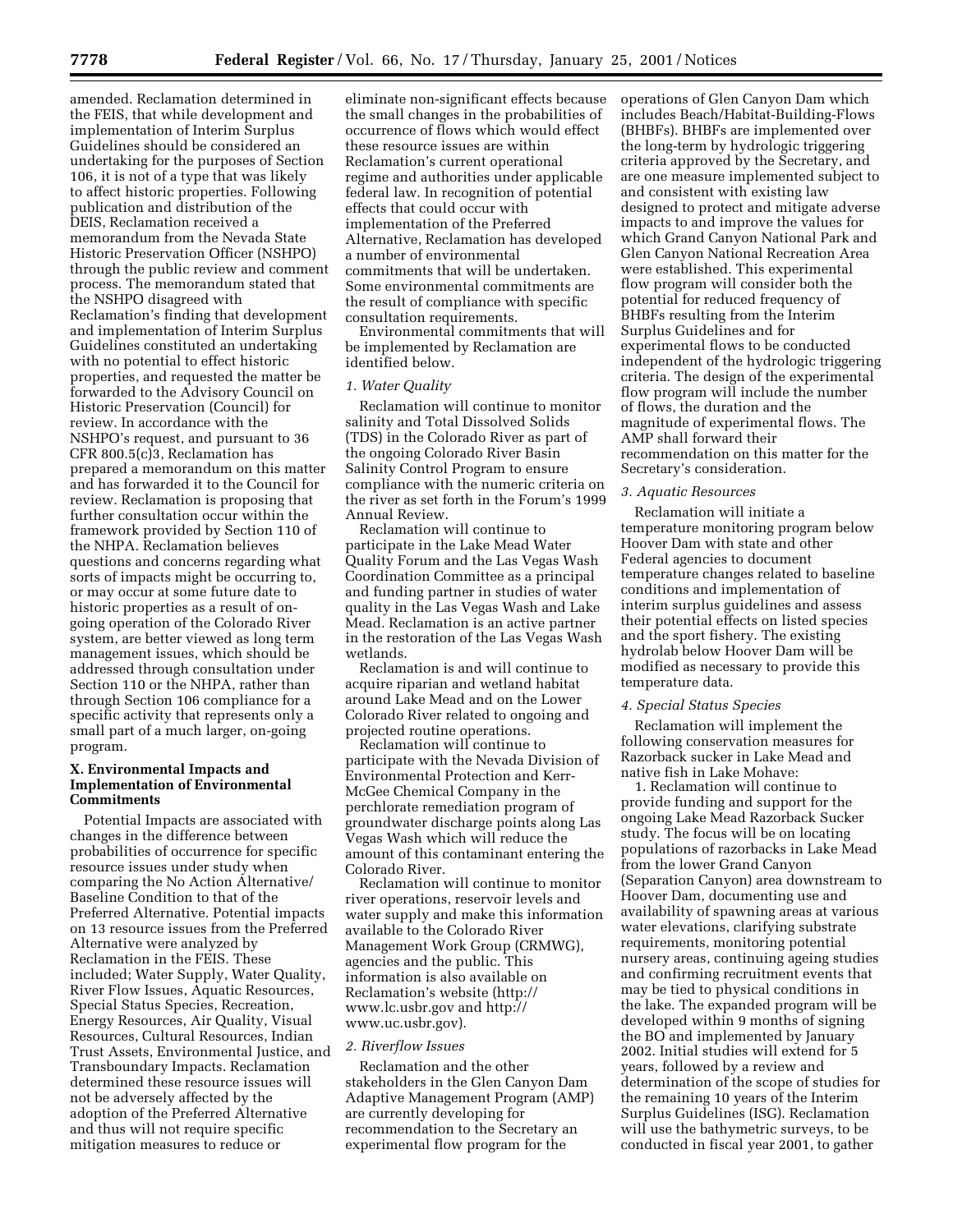amended. Reclamation determined in the FEIS, that while development and implementation of Interim Surplus Guidelines should be considered an undertaking for the purposes of Section 106, it is not of a type that was likely to affect historic properties. Following publication and distribution of the DEIS, Reclamation received a memorandum from the Nevada State Historic Preservation Officer (NSHPO) through the public review and comment process. The memorandum stated that the NSHPO disagreed with Reclamation's finding that development and implementation of Interim Surplus Guidelines constituted an undertaking with no potential to effect historic properties, and requested the matter be forwarded to the Advisory Council on Historic Preservation (Council) for review. In accordance with the NSHPO's request, and pursuant to 36 CFR 800.5(c)3, Reclamation has prepared a memorandum on this matter and has forwarded it to the Council for review. Reclamation is proposing that further consultation occur within the framework provided by Section 110 of the NHPA. Reclamation believes questions and concerns regarding what sorts of impacts might be occurring to, or may occur at some future date to historic properties as a result of on-going operation of the Colorado River system, are better viewed as long term management issues, which should be addressed through consultation under Section 110 or the NHPA, rather than through Section 106 compliance for a specific activity that represents only a small part of a much larger, on-going program.

## X. Environmental Impacts and Implementation of Environmental Commitments

Potential Impacts are associated with changes in the difference between probabilities of occurrence for specific resource issues under study when comparing the No Action Alternative/Baseline Condition to that of the Preferred Alternative. Potential impacts on 13 resource issues from the Preferred Alternative were analyzed by Reclamation in the FEIS. These included; Water Supply, Water Quality, River Flow Issues, Aquatic Resources, Special Status Species, Recreation, Energy Resources, Air Quality, Visual Resources, Cultural Resources, Indian Trust Assets, Environmental Justice, and Transboundary Impacts. Reclamation determined these resource issues will not be adversely affected by the adoption of the Preferred Alternative and thus will not require specific mitigation measures to reduce or eliminate non-significant effects because the small changes in the probabilities of occurrence of flows which would effect these resource issues are within Reclamation's current operational regime and authorities under applicable federal law. In recognition of potential effects that could occur with implementation of the Preferred Alternative, Reclamation has developed a number of environmental commitments that will be undertaken. Some environmental commitments are the result of compliance with specific consultation requirements.

Environmental commitments that will be implemented by Reclamation are identified below.

### *1. Water Quality*

Reclamation will continue to monitor salinity and Total Dissolved Solids (TDS) in the Colorado River as part of the ongoing Colorado River Basin Salinity Control Program to ensure compliance with the numeric criteria on the river as set forth in the Forum's 1999 Annual Review.

Reclamation will continue to participate in the Lake Mead Water Quality Forum and the Las Vegas Wash Coordination Committee as a principal and funding partner in studies of water quality in the Las Vegas Wash and Lake Mead. Reclamation is an active partner in the restoration of the Las Vegas Wash wetlands.

Reclamation is and will continue to acquire riparian and wetland habitat around Lake Mead and on the Lower Colorado River related to ongoing and projected routine operations.

Reclamation will continue to participate with the Nevada Division of Environmental Protection and Kerr-McGee Chemical Company in the perchlorate remediation program of groundwater discharge points along Las Vegas Wash which will reduce the amount of this contaminant entering the Colorado River.

Reclamation will continue to monitor river operations, reservoir levels and water supply and make this information available to the Colorado River Management Work Group (CRMWG), agencies and the public. This information is also available on Reclamation's website (http://www.lc.usbr.gov and http://www.uc.usbr.gov).

### *2. Riverflow Issues*

Reclamation and the other stakeholders in the Glen Canyon Dam Adaptive Management Program (AMP) are currently developing for recommendation to the Secretary an experimental flow program for the operations of Glen Canyon Dam which includes Beach/Habitat-Building-Flows (BHBFs). BHBFs are implemented over the long-term by hydrologic triggering criteria approved by the Secretary, and are one measure implemented subject to and consistent with existing law designed to protect and mitigate adverse impacts to and improve the values for which Grand Canyon National Park and Glen Canyon National Recreation Area were established. This experimental flow program will consider both the potential for reduced frequency of BHBFs resulting from the Interim Surplus Guidelines and for experimental flows to be conducted independent of the hydrologic triggering criteria. The design of the experimental flow program will include the number of flows, the duration and the magnitude of experimental flows. The AMP shall forward their recommendation on this matter for the Secretary's consideration.

### *3. Aquatic Resources*

Reclamation will initiate a temperature monitoring program below Hoover Dam with state and other Federal agencies to document temperature changes related to baseline conditions and implementation of interim surplus guidelines and assess their potential effects on listed species and the sport fishery. The existing hydrolab below Hoover Dam will be modified as necessary to provide this temperature data.

### *4. Special Status Species*

Reclamation will implement the following conservation measures for Razorback sucker in Lake Mead and native fish in Lake Mohave:

1. Reclamation will continue to provide funding and support for the ongoing Lake Mead Razorback Sucker study. The focus will be on locating populations of razorbacks in Lake Mead from the lower Grand Canyon (Separation Canyon) area downstream to Hoover Dam, documenting use and availability of spawning areas at various water elevations, clarifying substrate requirements, monitoring potential nursery areas, continuing ageing studies and confirming recruitment events that may be tied to physical conditions in the lake. The expanded program will be developed within 9 months of signing the BO and implemented by January 2002. Initial studies will extend for 5 years, followed by a review and determination of the scope of studies for the remaining 10 years of the Interim Surplus Guidelines (ISG). Reclamation will use the bathymetric surveys, to be conducted in fiscal year 2001, to gather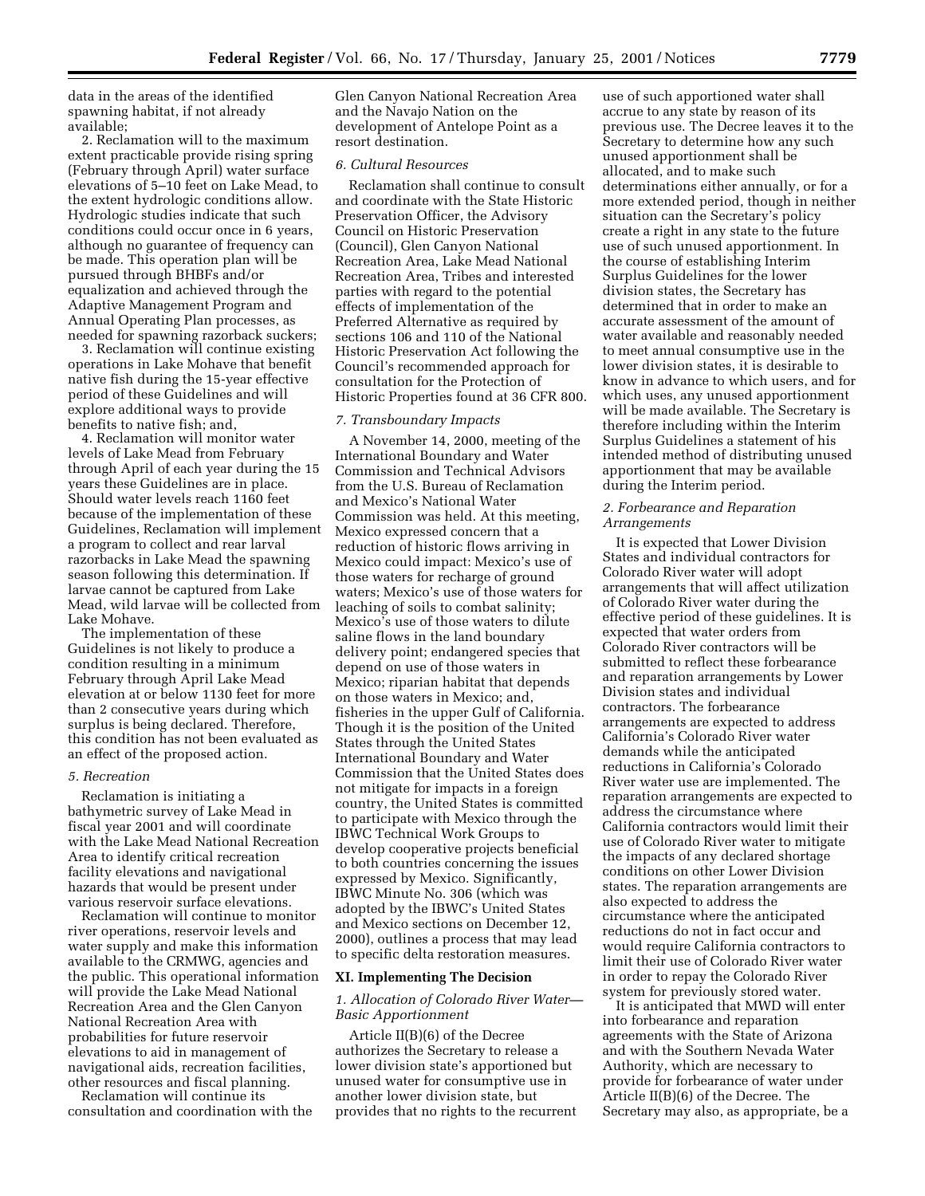data in the areas of the identified spawning habitat, if not already available;

2. Reclamation will to the maximum extent practicable provide rising spring (February through April) water surface elevations of 5–10 feet on Lake Mead, to the extent hydrologic conditions allow. Hydrologic studies indicate that such conditions could occur once in 6 years, although no guarantee of frequency can be made. This operation plan will be pursued through BHBFs and/or equalization and achieved through the Adaptive Management Program and Annual Operating Plan processes, as needed for spawning razorback suckers;

3. Reclamation will continue existing operations in Lake Mohave that benefit native fish during the 15-year effective period of these Guidelines and will explore additional ways to provide benefits to native fish; and,

4. Reclamation will monitor water levels of Lake Mead from February through April of each year during the 15 years these Guidelines are in place. Should water levels reach 1160 feet because of the implementation of these Guidelines, Reclamation will implement a program to collect and rear larval razorbacks in Lake Mead the spawning season following this determination. If larvae cannot be captured from Lake Mead, wild larvae will be collected from Lake Mohave.

The implementation of these Guidelines is not likely to produce a condition resulting in a minimum February through April Lake Mead elevation at or below 1130 feet for more than 2 consecutive years during which surplus is being declared. Therefore, this condition has not been evaluated as an effect of the proposed action.

*5. Recreation*

Reclamation is initiating a bathymetric survey of Lake Mead in fiscal year 2001 and will coordinate with the Lake Mead National Recreation Area to identify critical recreation facility elevations and navigational hazards that would be present under various reservoir surface elevations.

Reclamation will continue to monitor river operations, reservoir levels and water supply and make this information available to the CRMWG, agencies and the public. This operational information will provide the Lake Mead National Recreation Area and the Glen Canyon National Recreation Area with probabilities for future reservoir elevations to aid in management of navigational aids, recreation facilities, other resources and fiscal planning.

Reclamation will continue its consultation and coordination with the Glen Canyon National Recreation Area and the Navajo Nation on the development of Antelope Point as a resort destination.

*6. Cultural Resources*

Reclamation shall continue to consult and coordinate with the State Historic Preservation Officer, the Advisory Council on Historic Preservation (Council), Glen Canyon National Recreation Area, Lake Mead National Recreation Area, Tribes and interested parties with regard to the potential effects of implementation of the Preferred Alternative as required by sections 106 and 110 of the National Historic Preservation Act following the Council's recommended approach for consultation for the Protection of Historic Properties found at 36 CFR 800.

*7. Transboundary Impacts*

A November 14, 2000, meeting of the International Boundary and Water Commission and Technical Advisors from the U.S. Bureau of Reclamation and Mexico's National Water Commission was held. At this meeting, Mexico expressed concern that a reduction of historic flows arriving in Mexico could impact: Mexico's use of those waters for recharge of ground waters; Mexico's use of those waters for leaching of soils to combat salinity; Mexico's use of those waters to dilute saline flows in the land boundary delivery point; endangered species that depend on use of those waters in Mexico; riparian habitat that depends on those waters in Mexico; and, fisheries in the upper Gulf of California. Though it is the position of the United States through the United States International Boundary and Water Commission that the United States does not mitigate for impacts in a foreign country, the United States is committed to participate with Mexico through the IBWC Technical Work Groups to develop cooperative projects beneficial to both countries concerning the issues expressed by Mexico. Significantly, IBWC Minute No. 306 (which was adopted by the IBWC's United States and Mexico sections on December 12, 2000), outlines a process that may lead to specific delta restoration measures.

## XI. Implementing The Decision

*1. Allocation of Colorado River Water—Basic Apportionment*

Article II(B)(6) of the Decree authorizes the Secretary to release a lower division state's apportioned but unused water for consumptive use in another lower division state, but provides that no rights to the recurrent use of such apportioned water shall accrue to any state by reason of its previous use. The Decree leaves it to the Secretary to determine how any such unused apportionment shall be allocated, and to make such determinations either annually, or for a more extended period, though in neither situation can the Secretary's policy create a right in any state to the future use of such unused apportionment. In the course of establishing Interim Surplus Guidelines for the lower division states, the Secretary has determined that in order to make an accurate assessment of the amount of water available and reasonably needed to meet annual consumptive use in the lower division states, it is desirable to know in advance to which users, and for which uses, any unused apportionment will be made available. The Secretary is therefore including within the Interim Surplus Guidelines a statement of his intended method of distributing unused apportionment that may be available during the Interim period.

*2. Forbearance and Reparation Arrangements*

It is expected that Lower Division States and individual contractors for Colorado River water will adopt arrangements that will affect utilization of Colorado River water during the effective period of these guidelines. It is expected that water orders from Colorado River contractors will be submitted to reflect these forbearance and reparation arrangements by Lower Division states and individual contractors. The forbearance arrangements are expected to address California's Colorado River water demands while the anticipated reductions in California's Colorado River water use are implemented. The reparation arrangements are expected to address the circumstance where California contractors would limit their use of Colorado River water to mitigate the impacts of any declared shortage conditions on other Lower Division states. The reparation arrangements are also expected to address the circumstance where the anticipated reductions do not in fact occur and would require California contractors to limit their use of Colorado River water in order to repay the Colorado River system for previously stored water.

It is anticipated that MWD will enter into forbearance and reparation agreements with the State of Arizona and with the Southern Nevada Water Authority, which are necessary to provide for forbearance of water under Article II(B)(6) of the Decree. The Secretary may also, as appropriate, be a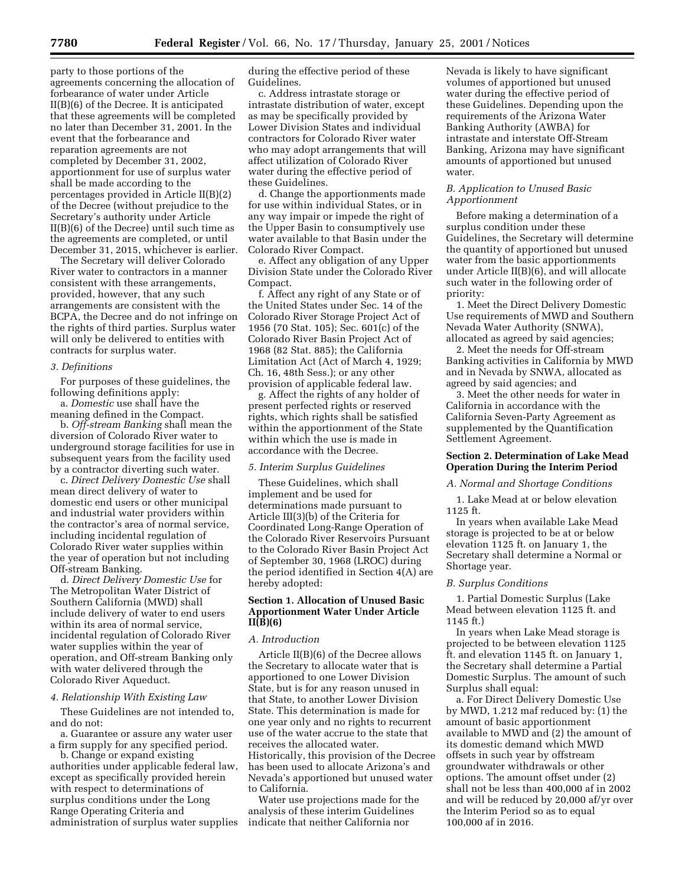party to those portions of the agreements concerning the allocation of forbearance of water under Article II(B)(6) of the Decree. It is anticipated that these agreements will be completed no later than December 31, 2001. In the event that the forbearance and reparation agreements are not completed by December 31, 2002, apportionment for use of surplus water shall be made according to the percentages provided in Article II(B)(2) of the Decree (without prejudice to the Secretary's authority under Article II(B)(6) of the Decree) until such time as the agreements are completed, or until December 31, 2015, whichever is earlier.

The Secretary will deliver Colorado River water to contractors in a manner consistent with these arrangements, provided, however, that any such arrangements are consistent with the BCPA, the Decree and do not infringe on the rights of third parties. Surplus water will only be delivered to entities with contracts for surplus water.

*3. Definitions*

For purposes of these guidelines, the following definitions apply:

a. *Domestic* use shall have the meaning defined in the Compact.

b. *Off-stream Banking* shall mean the diversion of Colorado River water to underground storage facilities for use in subsequent years from the facility used by a contractor diverting such water.

c. *Direct Delivery Domestic Use* shall mean direct delivery of water to domestic end users or other municipal and industrial water providers within the contractor's area of normal service, including incidental regulation of Colorado River water supplies within the year of operation but not including Off-stream Banking.

d. *Direct Delivery Domestic Use* for The Metropolitan Water District of Southern California (MWD) shall include delivery of water to end users within its area of normal service, incidental regulation of Colorado River water supplies within the year of operation, and Off-stream Banking only with water delivered through the Colorado River Aqueduct.

*4. Relationship With Existing Law*

These Guidelines are not intended to, and do not:

a. Guarantee or assure any water user a firm supply for any specified period.

b. Change or expand existing authorities under applicable federal law, except as specifically provided herein with respect to determinations of surplus conditions under the Long Range Operating Criteria and administration of surplus water supplies during the effective period of these Guidelines.

c. Address intrastate storage or intrastate distribution of water, except as may be specifically provided by Lower Division States and individual contractors for Colorado River water who may adopt arrangements that will affect utilization of Colorado River water during the effective period of these Guidelines.

d. Change the apportionments made for use within individual States, or in any way impair or impede the right of the Upper Basin to consumptively use water available to that Basin under the Colorado River Compact.

e. Affect any obligation of any Upper Division State under the Colorado River Compact.

f. Affect any right of any State or of the United States under Sec. 14 of the Colorado River Storage Project Act of 1956 (70 Stat. 105); Sec. 601(c) of the Colorado River Basin Project Act of 1968 (82 Stat. 885); the California Limitation Act (Act of March 4, 1929; Ch. 16, 48th Sess.); or any other provision of applicable federal law.

g. Affect the rights of any holder of present perfected rights or reserved rights, which rights shall be satisfied within the apportionment of the State within which the use is made in accordance with the Decree.

*5. Interim Surplus Guidelines*

These Guidelines, which shall implement and be used for determinations made pursuant to Article III(3)(b) of the Criteria for Coordinated Long-Range Operation of the Colorado River Reservoirs Pursuant to the Colorado River Basin Project Act of September 30, 1968 (LROC) during the period identified in Section 4(A) are hereby adopted:

**Section 1. Allocation of Unused Basic Apportionment Water Under Article II(B)(6)**

*A. Introduction*

Article II(B)(6) of the Decree allows the Secretary to allocate water that is apportioned to one Lower Division State, but is for any reason unused in that State, to another Lower Division State. This determination is made for one year only and no rights to recurrent use of the water accrue to the state that receives the allocated water. Historically, this provision of the Decree has been used to allocate Arizona's and Nevada's apportioned but unused water to California.

Water use projections made for the analysis of these interim Guidelines indicate that neither California nor Nevada is likely to have significant volumes of apportioned but unused water during the effective period of these Guidelines. Depending upon the requirements of the Arizona Water Banking Authority (AWBA) for intrastate and interstate Off-Stream Banking, Arizona may have significant amounts of apportioned but unused water.

*B. Application to Unused Basic Apportionment*

Before making a determination of a surplus condition under these Guidelines, the Secretary will determine the quantity of apportioned but unused water from the basic apportionments under Article II(B)(6), and will allocate such water in the following order of priority:

1. Meet the Direct Delivery Domestic Use requirements of MWD and Southern Nevada Water Authority (SNWA), allocated as agreed by said agencies;

2. Meet the needs for Off-stream Banking activities in California by MWD and in Nevada by SNWA, allocated as agreed by said agencies; and

3. Meet the other needs for water in California in accordance with the California Seven-Party Agreement as supplemented by the Quantification Settlement Agreement.

**Section 2. Determination of Lake Mead Operation During the Interim Period**

*A. Normal and Shortage Conditions*

1. Lake Mead at or below elevation 1125 ft.

In years when available Lake Mead storage is projected to be at or below elevation 1125 ft. on January 1, the Secretary shall determine a Normal or Shortage year.

*B. Surplus Conditions*

1. Partial Domestic Surplus (Lake Mead between elevation 1125 ft. and 1145 ft.)

In years when Lake Mead storage is projected to be between elevation 1125 ft. and elevation 1145 ft. on January 1, the Secretary shall determine a Partial Domestic Surplus. The amount of such Surplus shall equal:

a. For Direct Delivery Domestic Use by MWD, 1.212 maf reduced by: (1) the amount of basic apportionment available to MWD and (2) the amount of its domestic demand which MWD offsets in such year by offstream groundwater withdrawals or other options. The amount offset under (2) shall not be less than 400,000 af in 2002 and will be reduced by 20,000 af/yr over the Interim Period so as to equal 100,000 af in 2016.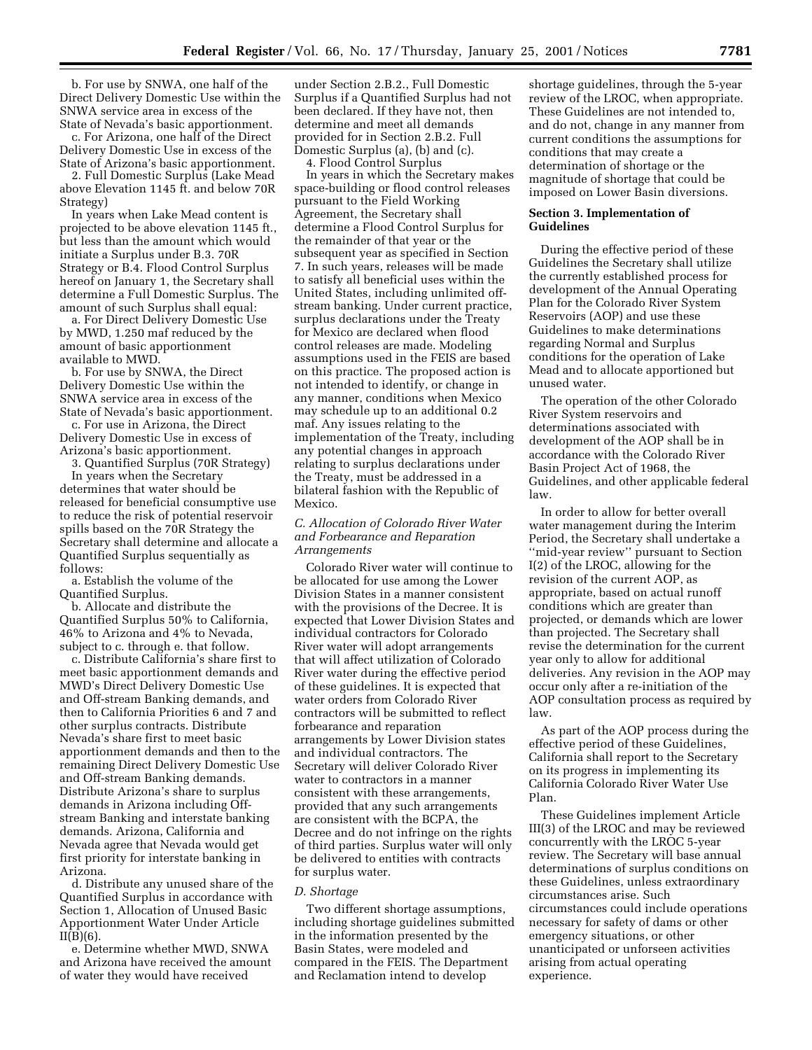b. For use by SNWA, one half of the Direct Delivery Domestic Use within the SNWA service area in excess of the State of Nevada's basic apportionment.

c. For Arizona, one half of the Direct Delivery Domestic Use in excess of the State of Arizona's basic apportionment.

2. Full Domestic Surplus (Lake Mead above Elevation 1145 ft. and below 70R Strategy)

In years when Lake Mead content is projected to be above elevation 1145 ft., but less than the amount which would initiate a Surplus under B.3. 70R Strategy or B.4. Flood Control Surplus hereof on January 1, the Secretary shall determine a Full Domestic Surplus. The amount of such Surplus shall equal:

a. For Direct Delivery Domestic Use by MWD, 1.250 maf reduced by the amount of basic apportionment available to MWD.

b. For use by SNWA, the Direct Delivery Domestic Use within the SNWA service area in excess of the State of Nevada's basic apportionment.

c. For use in Arizona, the Direct Delivery Domestic Use in excess of Arizona's basic apportionment.

3. Quantified Surplus (70R Strategy)

In years when the Secretary determines that water should be released for beneficial consumptive use to reduce the risk of potential reservoir spills based on the 70R Strategy the Secretary shall determine and allocate a Quantified Surplus sequentially as follows:

a. Establish the volume of the Quantified Surplus.

b. Allocate and distribute the Quantified Surplus 50% to California, 46% to Arizona and 4% to Nevada, subject to c. through e. that follow.

c. Distribute California's share first to meet basic apportionment demands and MWD's Direct Delivery Domestic Use and Off-stream Banking demands, and then to California Priorities 6 and 7 and other surplus contracts. Distribute Nevada's share first to meet basic apportionment demands and then to the remaining Direct Delivery Domestic Use and Off-stream Banking demands. Distribute Arizona's share to surplus demands in Arizona including Off-stream Banking and interstate banking demands. Arizona, California and Nevada agree that Nevada would get first priority for interstate banking in Arizona.

d. Distribute any unused share of the Quantified Surplus in accordance with Section 1, Allocation of Unused Basic Apportionment Water Under Article II(B)(6).

e. Determine whether MWD, SNWA and Arizona have received the amount of water they would have received under Section 2.B.2., Full Domestic Surplus if a Quantified Surplus had not been declared. If they have not, then determine and meet all demands provided for in Section 2.B.2. Full Domestic Surplus (a), (b) and (c).

4. Flood Control Surplus

In years in which the Secretary makes space-building or flood control releases pursuant to the Field Working Agreement, the Secretary shall determine a Flood Control Surplus for the remainder of that year or the subsequent year as specified in Section 7. In such years, releases will be made to satisfy all beneficial uses within the United States, including unlimited off-stream banking. Under current practice, surplus declarations under the Treaty for Mexico are declared when flood control releases are made. Modeling assumptions used in the FEIS are based on this practice. The proposed action is not intended to identify, or change in any manner, conditions when Mexico may schedule up to an additional 0.2 maf. Any issues relating to the implementation of the Treaty, including any potential changes in approach relating to surplus declarations under the Treaty, must be addressed in a bilateral fashion with the Republic of Mexico.

### *C. Allocation of Colorado River Water and Forbearance and Reparation Arrangements*

Colorado River water will continue to be allocated for use among the Lower Division States in a manner consistent with the provisions of the Decree. It is expected that Lower Division States and individual contractors for Colorado River water will adopt arrangements that will affect utilization of Colorado River water during the effective period of these guidelines. It is expected that water orders from Colorado River contractors will be submitted to reflect forbearance and reparation arrangements by Lower Division states and individual contractors. The Secretary will deliver Colorado River water to contractors in a manner consistent with these arrangements, provided that any such arrangements are consistent with the BCPA, the Decree and do not infringe on the rights of third parties. Surplus water will only be delivered to entities with contracts for surplus water.

### *D. Shortage*

Two different shortage assumptions, including shortage guidelines submitted in the information presented by the Basin States, were modeled and compared in the FEIS. The Department and Reclamation intend to develop shortage guidelines, through the 5-year review of the LROC, when appropriate. These Guidelines are not intended to, and do not, change in any manner from current conditions the assumptions for conditions that may create a determination of shortage or the magnitude of shortage that could be imposed on Lower Basin diversions.

## Section 3. Implementation of Guidelines

During the effective period of these Guidelines the Secretary shall utilize the currently established process for development of the Annual Operating Plan for the Colorado River System Reservoirs (AOP) and use these Guidelines to make determinations regarding Normal and Surplus conditions for the operation of Lake Mead and to allocate apportioned but unused water.

The operation of the other Colorado River System reservoirs and determinations associated with development of the AOP shall be in accordance with the Colorado River Basin Project Act of 1968, the Guidelines, and other applicable federal law.

In order to allow for better overall water management during the Interim Period, the Secretary shall undertake a "mid-year review" pursuant to Section I(2) of the LROC, allowing for the revision of the current AOP, as appropriate, based on actual runoff conditions which are greater than projected, or demands which are lower than projected. The Secretary shall revise the determination for the current year only to allow for additional deliveries. Any revision in the AOP may occur only after a re-initiation of the AOP consultation process as required by law.

As part of the AOP process during the effective period of these Guidelines, California shall report to the Secretary on its progress in implementing its California Colorado River Water Use Plan.

These Guidelines implement Article III(3) of the LROC and may be reviewed concurrently with the LROC 5-year review. The Secretary will base annual determinations of surplus conditions on these Guidelines, unless extraordinary circumstances arise. Such circumstances could include operations necessary for safety of dams or other emergency situations, or other unanticipated or unforseen activities arising from actual operating experience.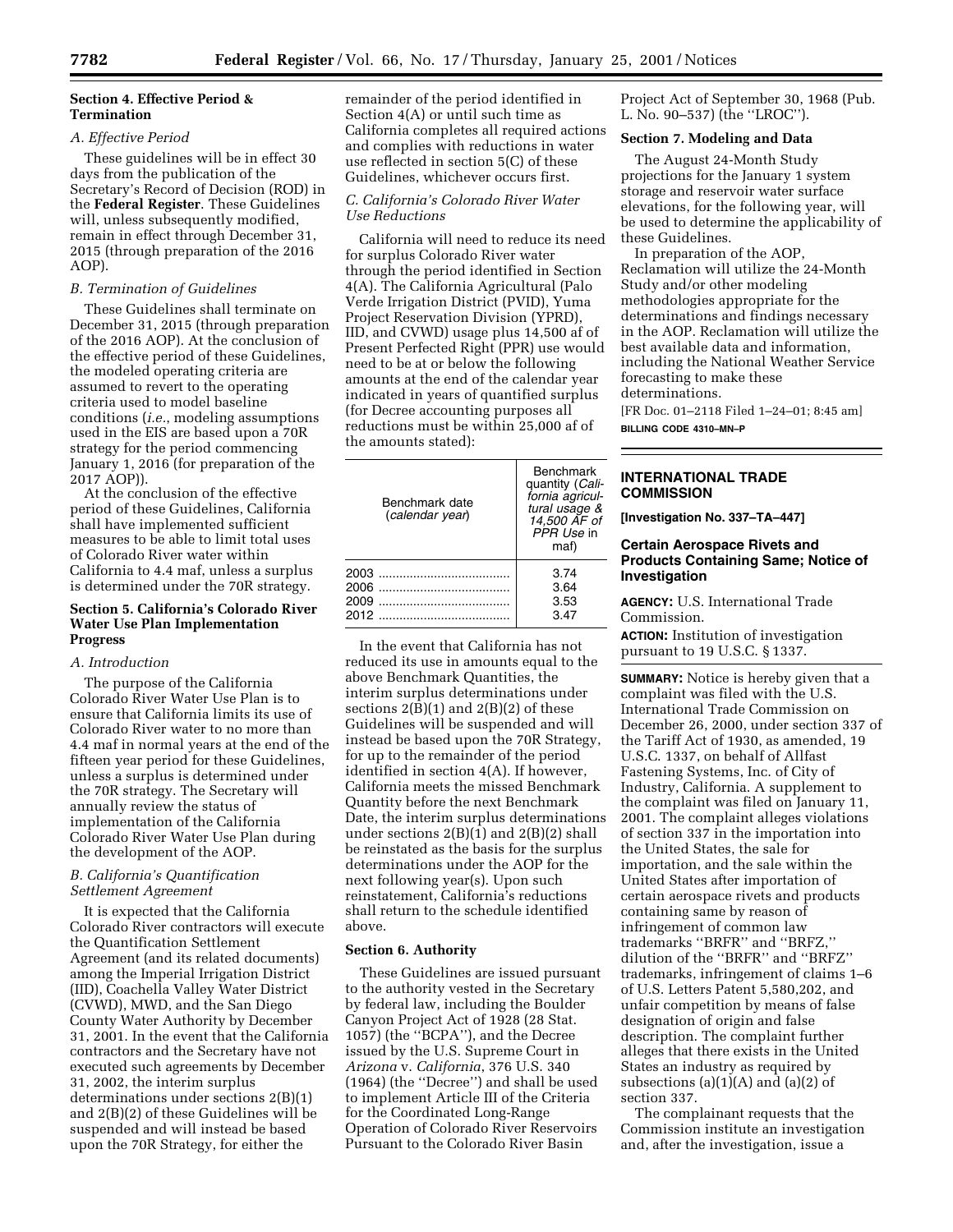### Section 4. Effective Period & Termination

*A. Effective Period*

These guidelines will be in effect 30 days from the publication of the Secretary's Record of Decision (ROD) in the **Federal Register**. These Guidelines will, unless subsequently modified, remain in effect through December 31, 2015 (through preparation of the 2016 AOP).

*B. Termination of Guidelines*

These Guidelines shall terminate on December 31, 2015 (through preparation of the 2016 AOP). At the conclusion of the effective period of these Guidelines, the modeled operating criteria are assumed to revert to the operating criteria used to model baseline conditions (*i.e.*, modeling assumptions used in the EIS are based upon a 70R strategy for the period commencing January 1, 2016 (for preparation of the 2017 AOP)).

At the conclusion of the effective period of these Guidelines, California shall have implemented sufficient measures to be able to limit total uses of Colorado River water within California to 4.4 maf, unless a surplus is determined under the 70R strategy.

### Section 5. California's Colorado River Water Use Plan Implementation Progress

*A. Introduction*

The purpose of the California Colorado River Water Use Plan is to ensure that California limits its use of Colorado River water to no more than 4.4 maf in normal years at the end of the fifteen year period for these Guidelines, unless a surplus is determined under the 70R strategy. The Secretary will annually review the status of implementation of the California Colorado River Water Use Plan during the development of the AOP.

*B. California's Quantification Settlement Agreement*

It is expected that the California Colorado River contractors will execute the Quantification Settlement Agreement (and its related documents) among the Imperial Irrigation District (IID), Coachella Valley Water District (CVWD), MWD, and the San Diego County Water Authority by December 31, 2001. In the event that the California contractors and the Secretary have not executed such agreements by December 31, 2002, the interim surplus determinations under sections 2(B)(1) and 2(B)(2) of these Guidelines will be suspended and will instead be based upon the 70R Strategy, for either the remainder of the period identified in Section 4(A) or until such time as California completes all required actions and complies with reductions in water use reflected in section 5(C) of these Guidelines, whichever occurs first.

*C. California's Colorado River Water Use Reductions*

California will need to reduce its need for surplus Colorado River water through the period identified in Section 4(A). The California Agricultural (Palo Verde Irrigation District (PVID), Yuma Project Reservation Division (YPRD), IID, and CVWD) usage plus 14,500 af of Present Perfected Right (PPR) use would need to be at or below the following amounts at the end of the calendar year indicated in years of quantified surplus (for Decree accounting purposes all reductions must be within 25,000 af of the amounts stated):

| Benchmark date (*calendar year*) | Benchmark quantity (*California agricultural usage & 14,500 AF of PPR Use* in maf) |
|---|---|
| 2003 | 3.74 |
| 2006 | 3.64 |
| 2009 | 3.53 |
| 2012 | 3.47 |

In the event that California has not reduced its use in amounts equal to the above Benchmark Quantities, the interim surplus determinations under sections 2(B)(1) and 2(B)(2) of these Guidelines will be suspended and will instead be based upon the 70R Strategy, for up to the remainder of the period identified in section 4(A). If however, California meets the missed Benchmark Quantity before the next Benchmark Date, the interim surplus determinations under sections 2(B)(1) and 2(B)(2) shall be reinstated as the basis for the surplus determinations under the AOP for the next following year(s). Upon such reinstatement, California's reductions shall return to the schedule identified above.

### Section 6. Authority

These Guidelines are issued pursuant to the authority vested in the Secretary by federal law, including the Boulder Canyon Project Act of 1928 (28 Stat. 1057) (the "BCPA"), and the Decree issued by the U.S. Supreme Court in *Arizona* v. *California*, 376 U.S. 340 (1964) (the "Decree") and shall be used to implement Article III of the Criteria for the Coordinated Long-Range Operation of Colorado River Reservoirs Pursuant to the Colorado River Basin Project Act of September 30, 1968 (Pub. L. No. 90–537) (the "LROC").

### Section 7. Modeling and Data

The August 24-Month Study projections for the January 1 system storage and reservoir water surface elevations, for the following year, will be used to determine the applicability of these Guidelines.

In preparation of the AOP, Reclamation will utilize the 24-Month Study and/or other modeling methodologies appropriate for the determinations and findings necessary in the AOP. Reclamation will utilize the best available data and information, including the National Weather Service forecasting to make these determinations.

[FR Doc. 01–2118 Filed 1–24–01; 8:45 am]

**BILLING CODE 4310–MN–P**

## INTERNATIONAL TRADE COMMISSION

**[Investigation No. 337–TA–447]**

## Certain Aerospace Rivets and Products Containing Same; Notice of Investigation

**AGENCY:** U.S. International Trade Commission.

**ACTION:** Institution of investigation pursuant to 19 U.S.C. § 1337.

**SUMMARY:** Notice is hereby given that a complaint was filed with the U.S. International Trade Commission on December 26, 2000, under section 337 of the Tariff Act of 1930, as amended, 19 U.S.C. 1337, on behalf of Allfast Fastening Systems, Inc. of City of Industry, California. A supplement to the complaint was filed on January 11, 2001. The complaint alleges violations of section 337 in the importation into the United States, the sale for importation, and the sale within the United States after importation of certain aerospace rivets and products containing same by reason of infringement of common law trademarks "BRFR" and "BRFZ," dilution of the "BRFR" and "BRFZ" trademarks, infringement of claims 1–6 of U.S. Letters Patent 5,580,202, and unfair competition by means of false designation of origin and false description. The complaint further alleges that there exists in the United States an industry as required by subsections (a)(1)(A) and (a)(2) of section 337.

The complainant requests that the Commission institute an investigation and, after the investigation, issue a